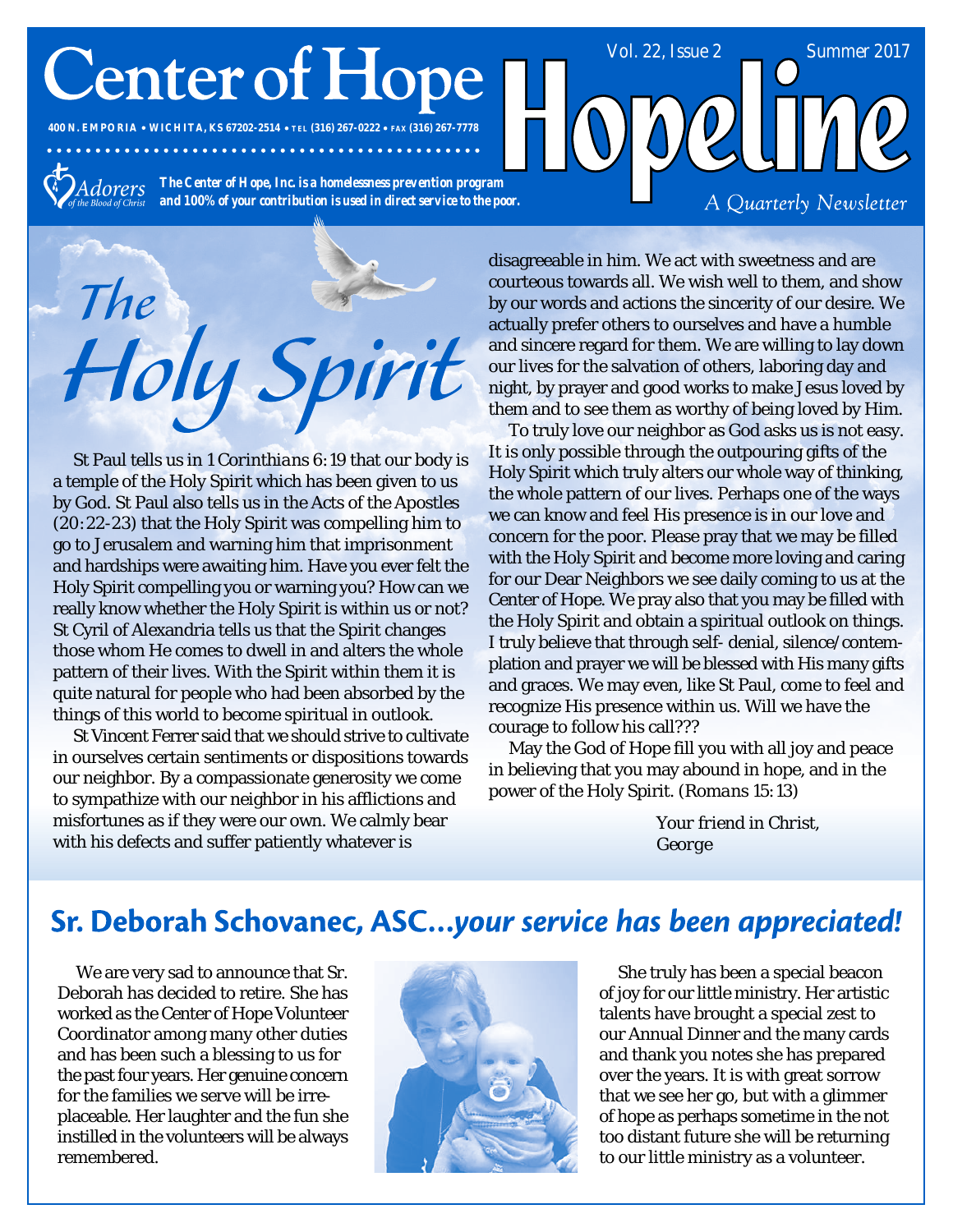# Center of Hope

400 N. EMPORIA • WICHITA, KS 67202-2514 • TEL (316) 267-0222 • FAX (316) 267-7778

Adorers of the Blood of Christ

**The Center of Hope, Inc. is a homelessness prevention program and 100% of your contribution is used in direct service to the poor.**

# Hopeline

Vol. 22, Issue 2 Summer 2017

*A Quarterly Newsletter*

## The Holy Spirit

St Paul tells us in *1 Corinthians 6:19* that our body is a temple of the Holy Spirit which has been given to us by God. St Paul also tells us in the Acts of the Apostles (20:22-23) that the Holy Spirit was compelling him to go to Jerusalem and warning him that imprisonment and hardships were awaiting him. Have you ever felt the Holy Spirit compelling you or warning you? How can we really know whether the Holy Spirit is within us or not? St Cyril of Alexandria tells us that the Spirit changes those whom He comes to dwell in and alters the whole pattern of their lives. With the Spirit within them it is quite natural for people who had been absorbed by the things of this world to become spiritual in outlook.

St Vincent Ferrer said that we should strive to cultivate in ourselves certain sentiments or dispositions towards our neighbor. By a compassionate generosity we come to sympathize with our neighbor in his afflictions and misfortunes as if they were our own. We calmly bear with his defects and suffer patiently whatever is disagreeable in him. We act with sweetness and are courteous towards all. We wish well to them, and show by our words and actions the sincerity of our desire. We actually prefer others to ourselves and have a humble and sincere regard for them. We are willing to lay down our lives for the salvation of others, laboring day and night, by prayer and good works to make Jesus loved by them and to see them as worthy of being loved by Him.

To truly love our neighbor as God asks us is not easy. It is only possible through the outpouring gifts of the Holy Spirit which truly alters our whole way of thinking, the whole pattern of our lives. Perhaps one of the ways we can know and feel His presence is in our love and concern for the poor. Please pray that we may be filled with the Holy Spirit and become more loving and caring for our Dear Neighbors we see daily coming to us at the Center of Hope. We pray also that you may be filled with the Holy Spirit and obtain a spiritual outlook on things. I truly believe that through self- denial, silence/contemplation and prayer we will be blessed with His many gifts and graces. We may even, like St Paul, come to feel and recognize His presence within us. Will we have the courage to follow his call???

May the God of Hope fill you with all joy and peace in believing that you may abound in hope, and in the power of the Holy Spirit. (*Romans 15:13*)

Your friend in Christ,
George

## Sr. Deborah Schovanec, ASC…*your service has been appreciated!*

We are very sad to announce that Sr. Deborah has decided to retire. She has worked as the Center of Hope Volunteer Coordinator among many other duties and has been such a blessing to us for the past four years. Her genuine concern for the families we serve will be irreplaceable. Her laughter and the fun she instilled in the volunteers will be always remembered.

She truly has been a special beacon of joy for our little ministry. Her artistic talents have brought a special zest to our Annual Dinner and the many cards and thank you notes she has prepared over the years. It is with great sorrow that we see her go, but with a glimmer of hope as perhaps sometime in the not too distant future she will be returning to our little ministry as a volunteer.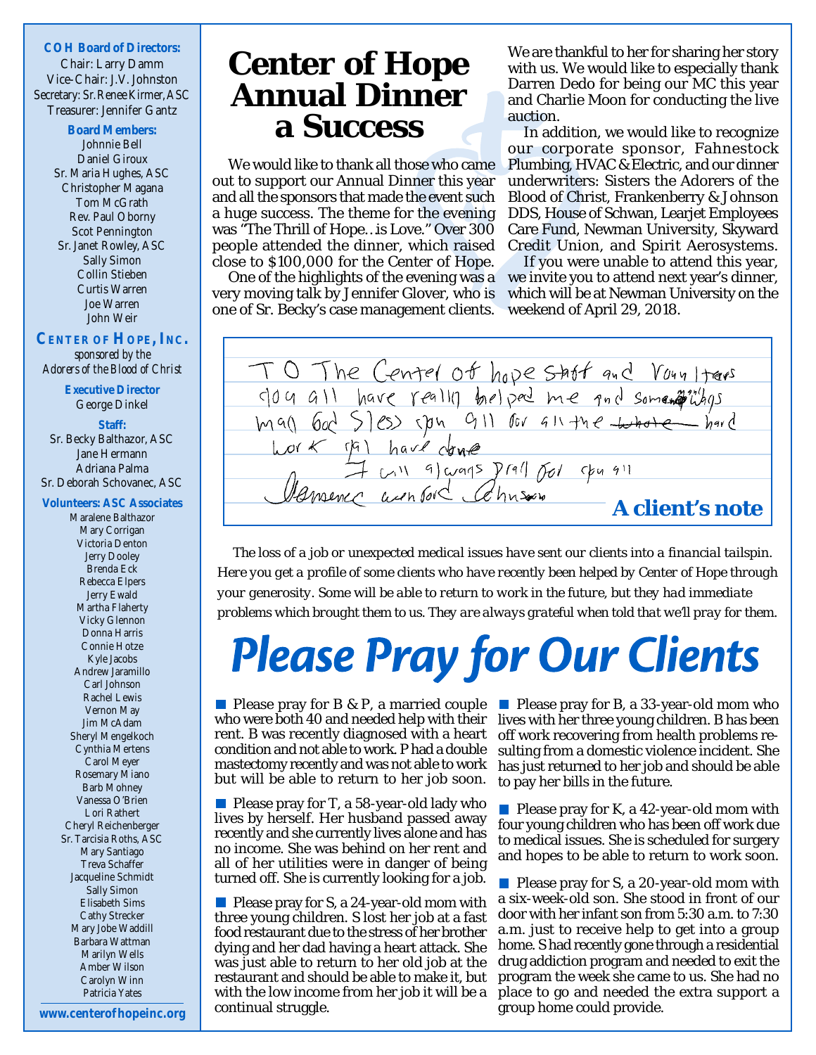**COH Board of Directors:**
Chair: Larry Damm
Vice-Chair: J.V. Johnston
Secretary: Sr. Renee Kirmer, ASC
Treasurer: Jennifer Gantz

**Board Members:**
Johnnie Bell
Daniel Giroux
Sr. Maria Hughes, ASC
Christopher Magana
Tom McGrath
Rev. Paul Oborny
Scot Pennington
Sr. Janet Rowley, ASC
Sally Simon
Collin Stieben
Curtis Warren
Joe Warren
John Weir

**CENTER OF HOPE, INC.**
*sponsored by the Adorers of the Blood of Christ*

**Executive Director**
George Dinkel

**Staff:**
Sr. Becky Balthazor, ASC
Jane Hermann
Adriana Palma
Sr. Deborah Schovanec, ASC

**Volunteers: ASC Associates**
Maralene Balthazor
Mary Corrigan
Victoria Denton
Jerry Dooley
Brenda Eck
Rebecca Elpers
Jerry Ewald
Martha Flaherty
Vicky Glennon
Donna Harris
Connie Hotze
Kyle Jacobs
Andrew Jaramillo
Carl Johnson
Rachel Lewis
Vernon May
Jim McAdam
Sheryl Mengelkoch
Cynthia Mertens
Carol Meyer
Rosemary Miano
Barb Mohney
Vanessa O'Brien
Lori Rathert
Cheryl Reichenberger
Sr. Tarcisia Roths, ASC
Mary Santiago
Treva Schaffer
Jacqueline Schmidt
Sally Simon
Elisabeth Sims
Cathy Strecker
Mary Jobe Waddill
Barbara Wattman
Marilyn Wells
Amber Wilson
Carolyn Winn
Patricia Yates

**www.centerofhopeinc.org**

# Center of Hope Annual Dinner a Success

We would like to thank all those who came out to support our Annual Dinner this year and all the sponsors that made the event such a huge success. The theme for the evening was "The Thrill of Hope…is Love." Over 300 people attended the dinner, which raised close to $100,000 for the Center of Hope.

One of the highlights of the evening was a very moving talk by Jennifer Glover, who is one of Sr. Becky's case management clients. We are thankful to her for sharing her story with us. We would like to especially thank Darren Dedo for being our MC this year and Charlie Moon for conducting the live auction.

In addition, we would like to recognize our corporate sponsor, Fahnestock Plumbing, HVAC & Electric, and our dinner underwriters: Sisters the Adorers of the Blood of Christ, Frankenberry & Johnson DDS, House of Schwan, Learjet Employees Care Fund, Newman University, Skyward Credit Union, and Spirit Aerosystems.

If you were unable to attend this year, we invite you to attend next year's dinner, which will be at Newman University on the weekend of April 29, 2018.

TO The Center of hope Staff and Vounltears
you all have really helped me and somethings
may God bless you all for all the ~~whole~~ hard
work you have done
I will always pray for you all
Clemence ... Johnson

**A client's note**

*The loss of a job or unexpected medical issues have sent our clients into a financial tailspin. Here you get a profile of some clients who have recently been helped by Center of Hope through your generosity. Some will be able to return to work in the future, but they had immediate problems which brought them to us. They are always grateful when told that we'll pray for them.*

# Please Pray for Our Clients

- Please pray for B & P, a married couple who were both 40 and needed help with their rent. B was recently diagnosed with a heart condition and not able to work. P had a double mastectomy recently and was not able to work but will be able to return to her job soon.

- Please pray for T, a 58-year-old lady who lives by herself. Her husband passed away recently and she currently lives alone and has no income. She was behind on her rent and all of her utilities were in danger of being turned off. She is currently looking for a job.

- Please pray for S, a 24-year-old mom with three young children. S lost her job at a fast food restaurant due to the stress of her brother dying and her dad having a heart attack. She was just able to return to her old job at the restaurant and should be able to make it, but with the low income from her job it will be a continual struggle.

- Please pray for B, a 33-year-old mom who lives with her three young children. B has been off work recovering from health problems resulting from a domestic violence incident. She has just returned to her job and should be able to pay her bills in the future.

- Please pray for K, a 42-year-old mom with four young children who has been off work due to medical issues. She is scheduled for surgery and hopes to be able to return to work soon.

- Please pray for S, a 20-year-old mom with a six-week-old son. She stood in front of our door with her infant son from 5:30 a.m. to 7:30 a.m. just to receive help to get into a group home. S had recently gone through a residential drug addiction program and needed to exit the program the week she came to us. She had no place to go and needed the extra support a group home could provide.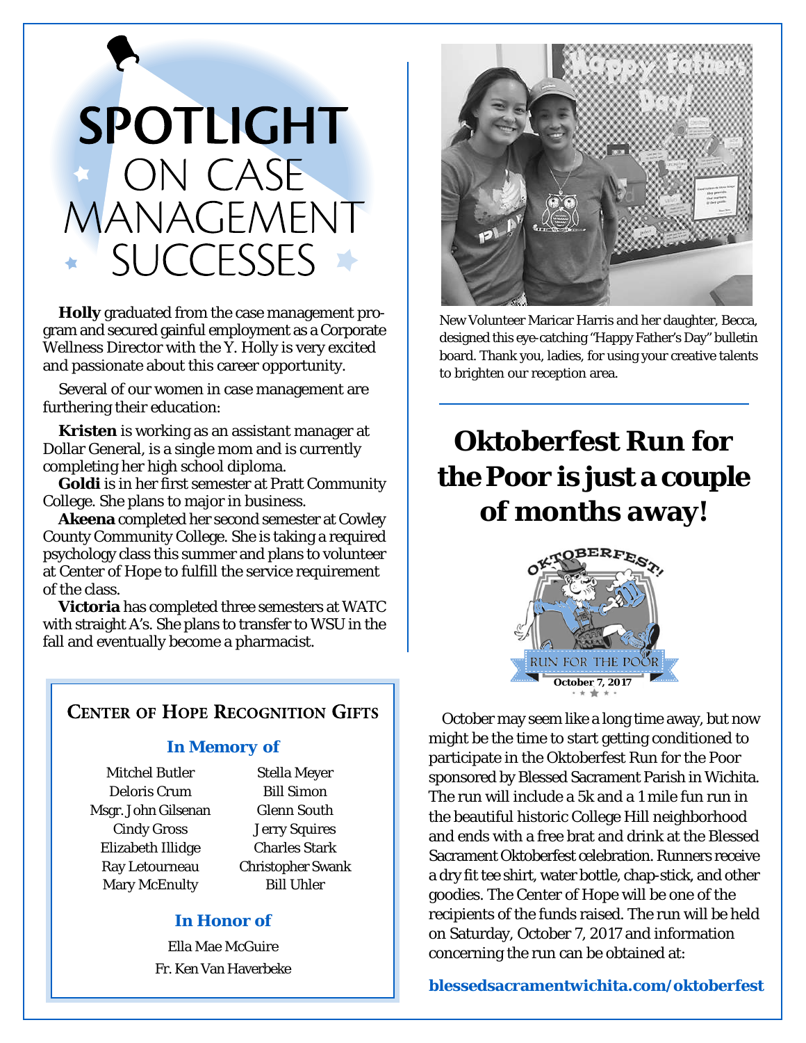# SPOTLIGHT ON CASE MANAGEMENT SUCCESSES

**Holly** graduated from the case management program and secured gainful employment as a Corporate Wellness Director with the Y. Holly is very excited and passionate about this career opportunity.

Several of our women in case management are furthering their education:

**Kristen** is working as an assistant manager at Dollar General, is a single mom and is currently completing her high school diploma.

**Goldi** is in her first semester at Pratt Community College. She plans to major in business.

**Akeena** completed her second semester at Cowley County Community College. She is taking a required psychology class this summer and plans to volunteer at Center of Hope to fulfill the service requirement of the class.

**Victoria** has completed three semesters at WATC with straight A's. She plans to transfer to WSU in the fall and eventually become a pharmacist.

New Volunteer Maricar Harris and her daughter, Becca, designed this eye-catching "Happy Father's Day" bulletin board. Thank you, ladies, for using your creative talents to brighten our reception area.

## Center of Hope Recognition Gifts

### In Memory of

Mitchel Butler
Deloris Crum
Msgr. John Gilsenan
Cindy Gross
Elizabeth Illidge
Ray Letourneau
Mary McEnulty
Stella Meyer
Bill Simon
Glenn South
Jerry Squires
Charles Stark
Christopher Swank
Bill Uhler

### In Honor of

Ella Mae McGuire
Fr. Ken Van Haverbeke

# Oktoberfest Run for the Poor is just a couple of months away!

OKTOBERFEST! RUN FOR THE POOR
October 7, 2017

October may seem like a long time away, but now might be the time to start getting conditioned to participate in the Oktoberfest Run for the Poor sponsored by Blessed Sacrament Parish in Wichita. The run will include a 5k and a 1 mile fun run in the beautiful historic College Hill neighborhood and ends with a free brat and drink at the Blessed Sacrament Oktoberfest celebration. Runners receive a dry fit tee shirt, water bottle, chap-stick, and other goodies. The Center of Hope will be one of the recipients of the funds raised. The run will be held on Saturday, October 7, 2017 and information concerning the run can be obtained at:

**blessedsacramentwichita.com/oktoberfest**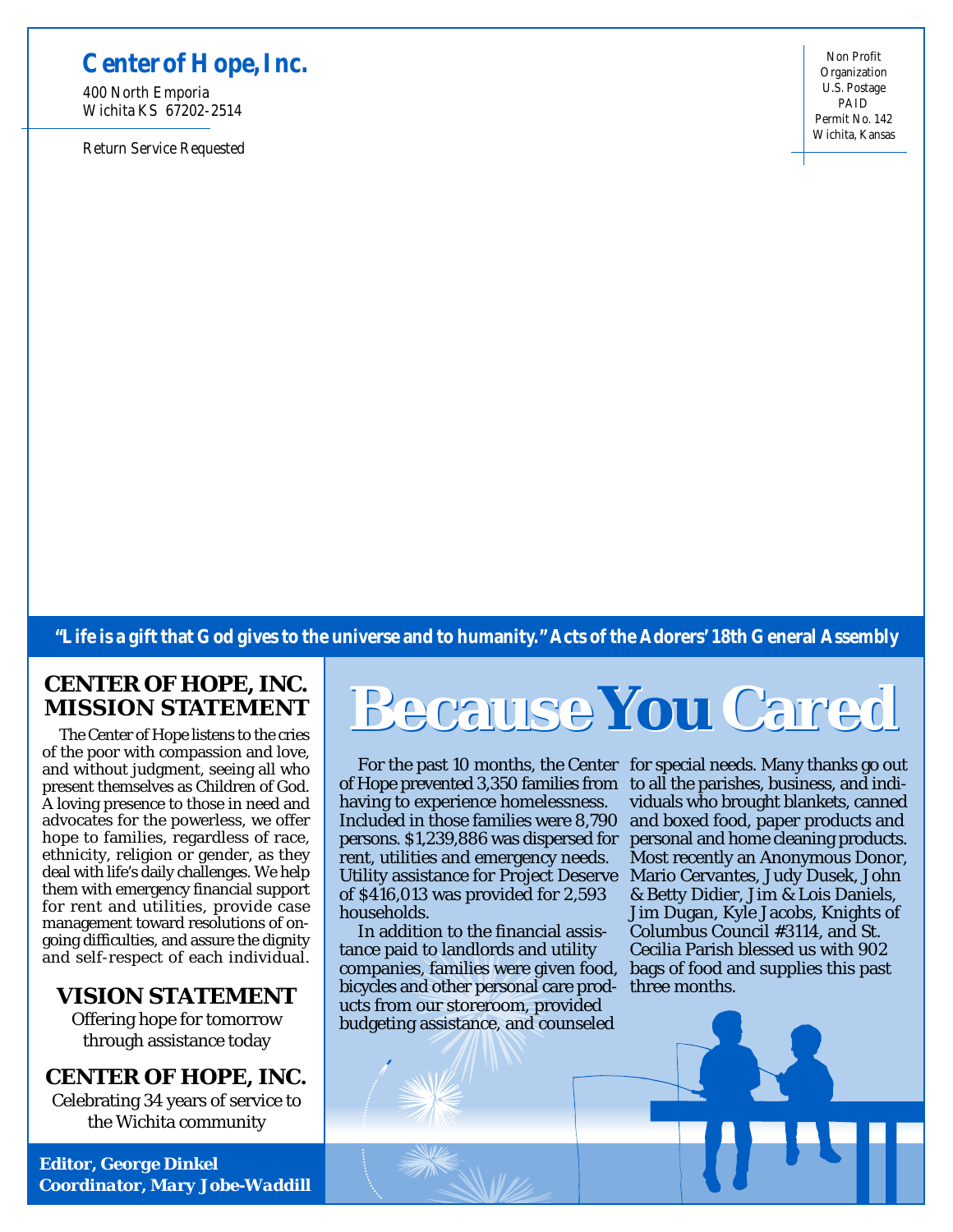**Center of Hope, Inc.**

400 North Emporia
Wichita KS 67202-2514

Return Service Requested

Non Profit
Organization
U.S. Postage
PAID
Permit No. 142
Wichita, Kansas

**"Life is a gift that God gives to the universe and to humanity." Acts of the Adorers' 18th General Assembly**

## CENTER OF HOPE, INC. MISSION STATEMENT

The Center of Hope listens to the cries of the poor with compassion and love, and without judgment, seeing all who present themselves as Children of God. A loving presence to those in need and advocates for the powerless, we offer hope to families, regardless of race, ethnicity, religion or gender, as they deal with life's daily challenges. We help them with emergency financial support for rent and utilities, provide case management toward resolutions of ongoing difficulties, and assure the dignity and self-respect of each individual.

## VISION STATEMENT

Offering hope for tomorrow through assistance today

## CENTER OF HOPE, INC.

Celebrating 34 years of service to the Wichita community

***Editor, George Dinkel***
***Coordinator, Mary Jobe-Waddill***

# Because You Cared

For the past 10 months, the Center of Hope prevented 3,350 families from having to experience homelessness. Included in those families were 8,790 persons. $1,239,886 was dispersed for rent, utilities and emergency needs. Utility assistance for Project Deserve of $416,013 was provided for 2,593 households.

In addition to the financial assistance paid to landlords and utility companies, families were given food, bicycles and other personal care products from our storeroom, provided budgeting assistance, and counseled for special needs. Many thanks go out to all the parishes, business, and individuals who brought blankets, canned and boxed food, paper products and personal and home cleaning products. Most recently an Anonymous Donor, Mario Cervantes, Judy Dusek, John & Betty Didier, Jim & Lois Daniels, Jim Dugan, Kyle Jacobs, Knights of Columbus Council #3114, and St. Cecilia Parish blessed us with 902 bags of food and supplies this past three months.